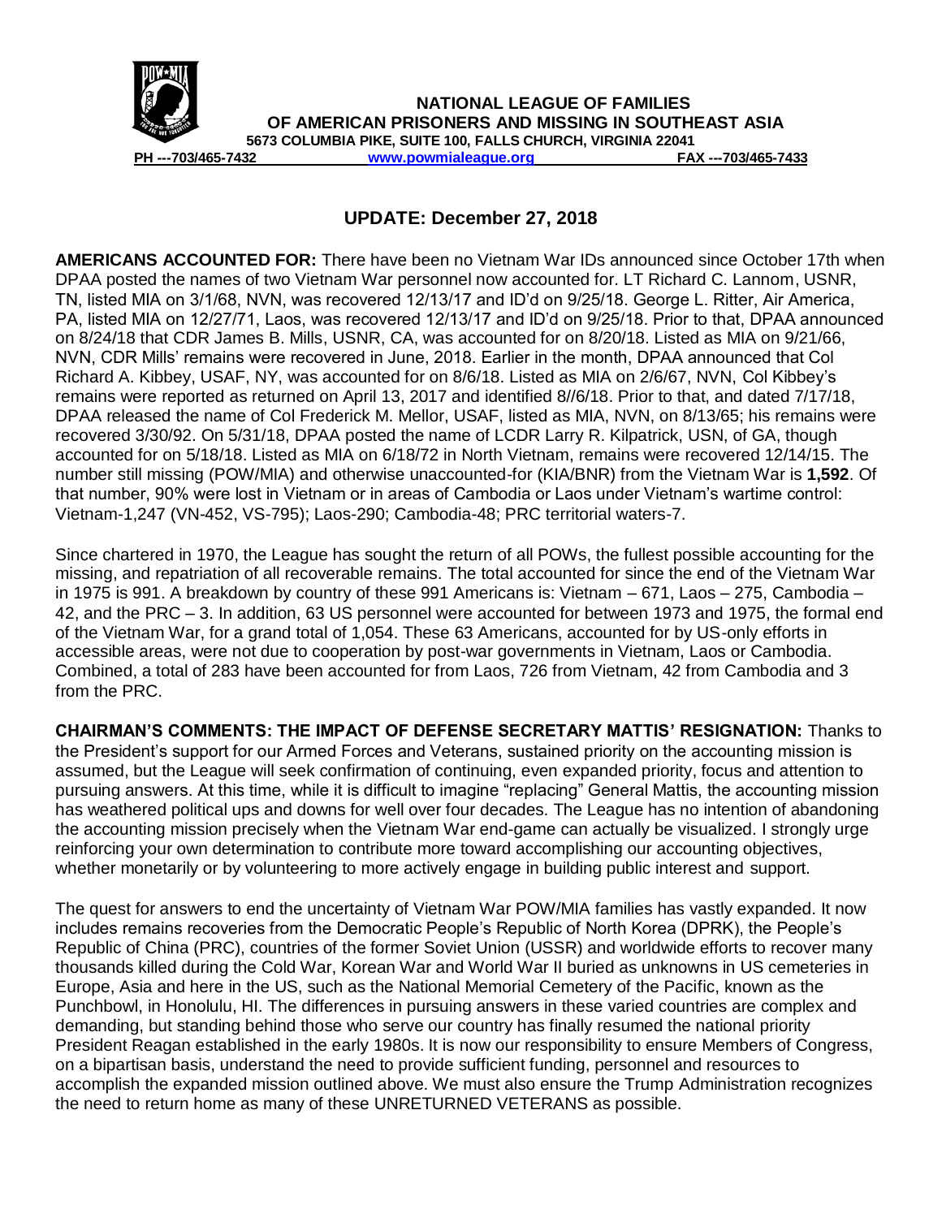**NATIONAL LEAGUE OF FAMILIES**
**OF AMERICAN PRISONERS AND MISSING IN SOUTHEAST ASIA**
**5673 COLUMBIA PIKE, SUITE 100, FALLS CHURCH, VIRGINIA 22041**
**PH ---703/465-7432** **www.powmialeague.org** **FAX ---703/465-7433**

## UPDATE: December 27, 2018

**AMERICANS ACCOUNTED FOR:** There have been no Vietnam War IDs announced since October 17th when DPAA posted the names of two Vietnam War personnel now accounted for. LT Richard C. Lannom, USNR, TN, listed MIA on 3/1/68, NVN, was recovered 12/13/17 and ID'd on 9/25/18. George L. Ritter, Air America, PA, listed MIA on 12/27/71, Laos, was recovered 12/13/17 and ID'd on 9/25/18. Prior to that, DPAA announced on 8/24/18 that CDR James B. Mills, USNR, CA, was accounted for on 8/20/18. Listed as MIA on 9/21/66, NVN, CDR Mills' remains were recovered in June, 2018. Earlier in the month, DPAA announced that Col Richard A. Kibbey, USAF, NY, was accounted for on 8/6/18. Listed as MIA on 2/6/67, NVN, Col Kibbey's remains were reported as returned on April 13, 2017 and identified 8//6/18. Prior to that, and dated 7/17/18, DPAA released the name of Col Frederick M. Mellor, USAF, listed as MIA, NVN, on 8/13/65; his remains were recovered 3/30/92. On 5/31/18, DPAA posted the name of LCDR Larry R. Kilpatrick, USN, of GA, though accounted for on 5/18/18. Listed as MIA on 6/18/72 in North Vietnam, remains were recovered 12/14/15. The number still missing (POW/MIA) and otherwise unaccounted-for (KIA/BNR) from the Vietnam War is **1,592**. Of that number, 90% were lost in Vietnam or in areas of Cambodia or Laos under Vietnam's wartime control: Vietnam-1,247 (VN-452, VS-795); Laos-290; Cambodia-48; PRC territorial waters-7.

Since chartered in 1970, the League has sought the return of all POWs, the fullest possible accounting for the missing, and repatriation of all recoverable remains. The total accounted for since the end of the Vietnam War in 1975 is 991. A breakdown by country of these 991 Americans is: Vietnam – 671, Laos – 275, Cambodia – 42, and the PRC – 3. In addition, 63 US personnel were accounted for between 1973 and 1975, the formal end of the Vietnam War, for a grand total of 1,054. These 63 Americans, accounted for by US-only efforts in accessible areas, were not due to cooperation by post-war governments in Vietnam, Laos or Cambodia. Combined, a total of 283 have been accounted for from Laos, 726 from Vietnam, 42 from Cambodia and 3 from the PRC.

**CHAIRMAN'S COMMENTS: THE IMPACT OF DEFENSE SECRETARY MATTIS' RESIGNATION:** Thanks to the President's support for our Armed Forces and Veterans, sustained priority on the accounting mission is assumed, but the League will seek confirmation of continuing, even expanded priority, focus and attention to pursuing answers. At this time, while it is difficult to imagine "replacing" General Mattis, the accounting mission has weathered political ups and downs for well over four decades. The League has no intention of abandoning the accounting mission precisely when the Vietnam War end-game can actually be visualized. I strongly urge reinforcing your own determination to contribute more toward accomplishing our accounting objectives, whether monetarily or by volunteering to more actively engage in building public interest and support.

The quest for answers to end the uncertainty of Vietnam War POW/MIA families has vastly expanded. It now includes remains recoveries from the Democratic People's Republic of North Korea (DPRK), the People's Republic of China (PRC), countries of the former Soviet Union (USSR) and worldwide efforts to recover many thousands killed during the Cold War, Korean War and World War II buried as unknowns in US cemeteries in Europe, Asia and here in the US, such as the National Memorial Cemetery of the Pacific, known as the Punchbowl, in Honolulu, HI. The differences in pursuing answers in these varied countries are complex and demanding, but standing behind those who serve our country has finally resumed the national priority President Reagan established in the early 1980s. It is now our responsibility to ensure Members of Congress, on a bipartisan basis, understand the need to provide sufficient funding, personnel and resources to accomplish the expanded mission outlined above. We must also ensure the Trump Administration recognizes the need to return home as many of these UNRETURNED VETERANS as possible.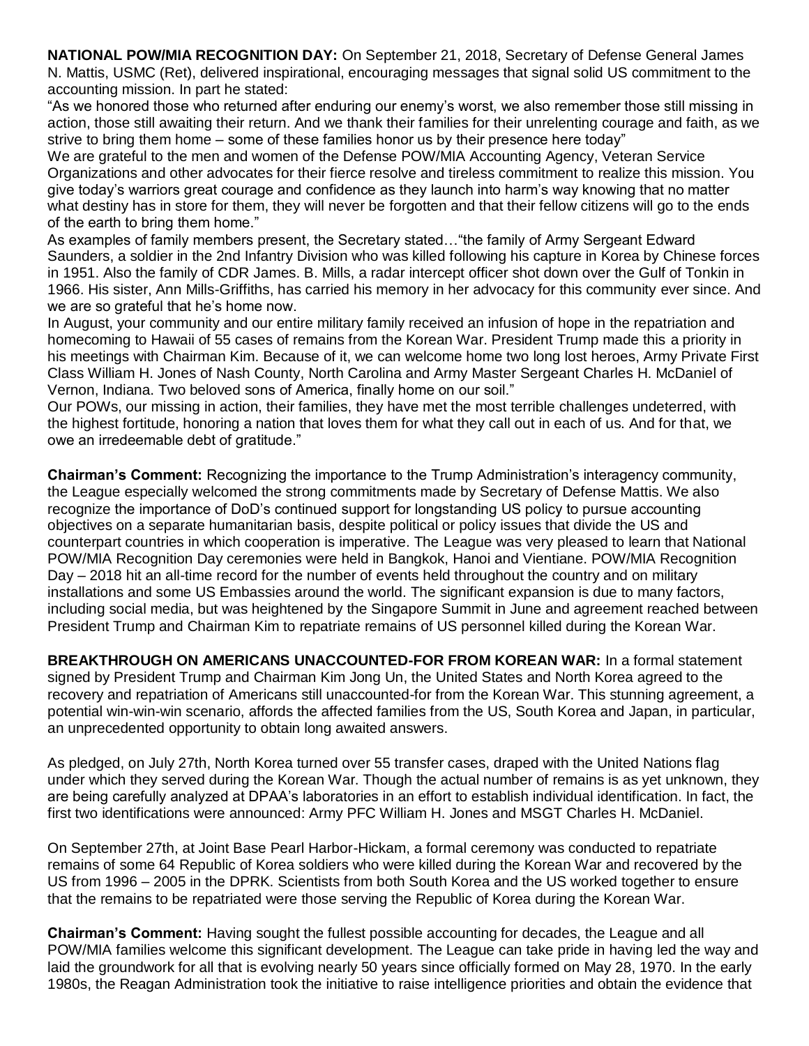**NATIONAL POW/MIA RECOGNITION DAY:** On September 21, 2018, Secretary of Defense General James N. Mattis, USMC (Ret), delivered inspirational, encouraging messages that signal solid US commitment to the accounting mission. In part he stated:

"As we honored those who returned after enduring our enemy's worst, we also remember those still missing in action, those still awaiting their return. And we thank their families for their unrelenting courage and faith, as we strive to bring them home – some of these families honor us by their presence here today"

We are grateful to the men and women of the Defense POW/MIA Accounting Agency, Veteran Service Organizations and other advocates for their fierce resolve and tireless commitment to realize this mission. You give today's warriors great courage and confidence as they launch into harm's way knowing that no matter what destiny has in store for them, they will never be forgotten and that their fellow citizens will go to the ends of the earth to bring them home."

As examples of family members present, the Secretary stated…"the family of Army Sergeant Edward Saunders, a soldier in the 2nd Infantry Division who was killed following his capture in Korea by Chinese forces in 1951. Also the family of CDR James. B. Mills, a radar intercept officer shot down over the Gulf of Tonkin in 1966. His sister, Ann Mills-Griffiths, has carried his memory in her advocacy for this community ever since. And we are so grateful that he's home now.

In August, your community and our entire military family received an infusion of hope in the repatriation and homecoming to Hawaii of 55 cases of remains from the Korean War. President Trump made this a priority in his meetings with Chairman Kim. Because of it, we can welcome home two long lost heroes, Army Private First Class William H. Jones of Nash County, North Carolina and Army Master Sergeant Charles H. McDaniel of Vernon, Indiana. Two beloved sons of America, finally home on our soil."

Our POWs, our missing in action, their families, they have met the most terrible challenges undeterred, with the highest fortitude, honoring a nation that loves them for what they call out in each of us. And for that, we owe an irredeemable debt of gratitude."

**Chairman's Comment:** Recognizing the importance to the Trump Administration's interagency community, the League especially welcomed the strong commitments made by Secretary of Defense Mattis. We also recognize the importance of DoD's continued support for longstanding US policy to pursue accounting objectives on a separate humanitarian basis, despite political or policy issues that divide the US and counterpart countries in which cooperation is imperative. The League was very pleased to learn that National POW/MIA Recognition Day ceremonies were held in Bangkok, Hanoi and Vientiane. POW/MIA Recognition Day – 2018 hit an all-time record for the number of events held throughout the country and on military installations and some US Embassies around the world. The significant expansion is due to many factors, including social media, but was heightened by the Singapore Summit in June and agreement reached between President Trump and Chairman Kim to repatriate remains of US personnel killed during the Korean War.

**BREAKTHROUGH ON AMERICANS UNACCOUNTED-FOR FROM KOREAN WAR:** In a formal statement signed by President Trump and Chairman Kim Jong Un, the United States and North Korea agreed to the recovery and repatriation of Americans still unaccounted-for from the Korean War. This stunning agreement, a potential win-win-win scenario, affords the affected families from the US, South Korea and Japan, in particular, an unprecedented opportunity to obtain long awaited answers.

As pledged, on July 27th, North Korea turned over 55 transfer cases, draped with the United Nations flag under which they served during the Korean War. Though the actual number of remains is as yet unknown, they are being carefully analyzed at DPAA's laboratories in an effort to establish individual identification. In fact, the first two identifications were announced: Army PFC William H. Jones and MSGT Charles H. McDaniel.

On September 27th, at Joint Base Pearl Harbor-Hickam, a formal ceremony was conducted to repatriate remains of some 64 Republic of Korea soldiers who were killed during the Korean War and recovered by the US from 1996 – 2005 in the DPRK. Scientists from both South Korea and the US worked together to ensure that the remains to be repatriated were those serving the Republic of Korea during the Korean War.

**Chairman's Comment:** Having sought the fullest possible accounting for decades, the League and all POW/MIA families welcome this significant development. The League can take pride in having led the way and laid the groundwork for all that is evolving nearly 50 years since officially formed on May 28, 1970. In the early 1980s, the Reagan Administration took the initiative to raise intelligence priorities and obtain the evidence that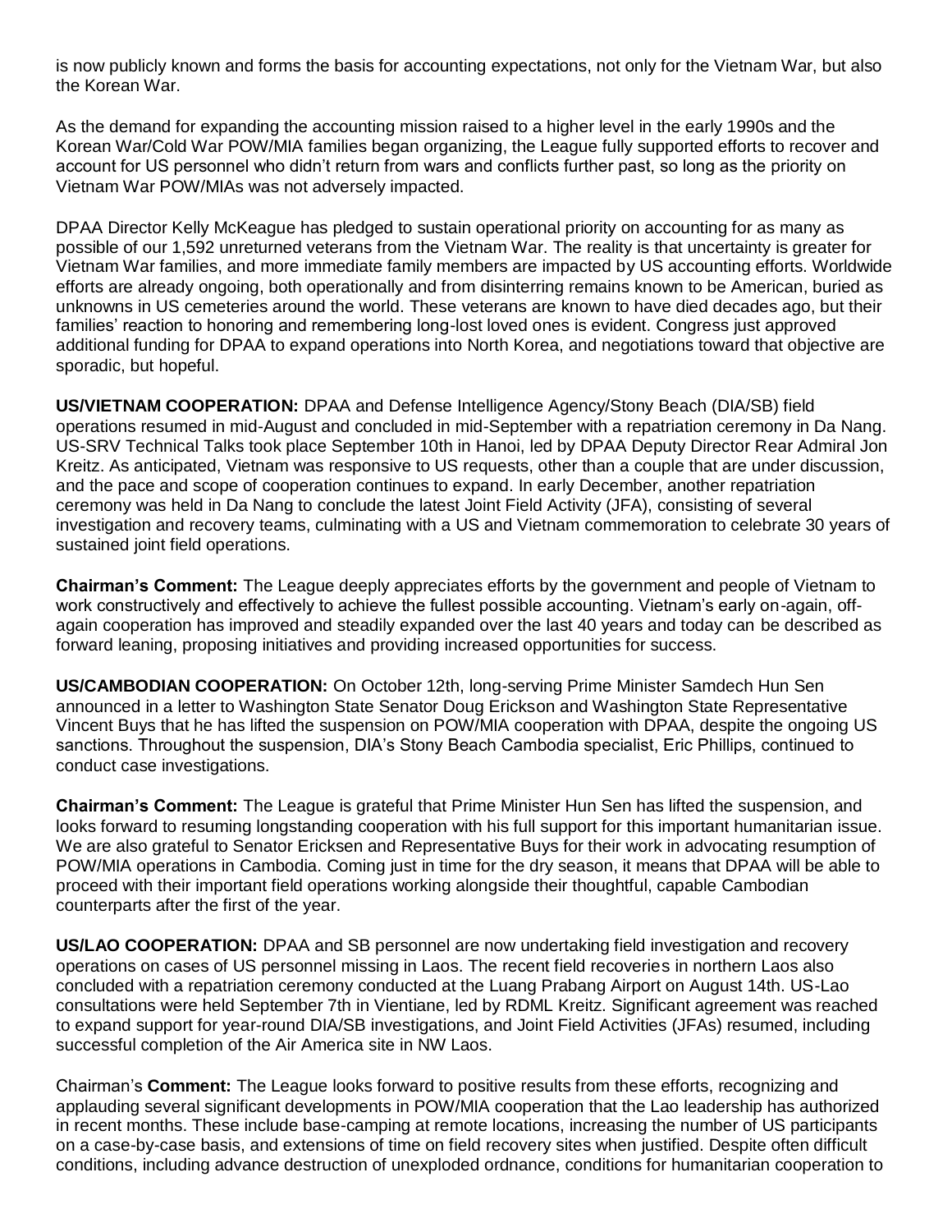is now publicly known and forms the basis for accounting expectations, not only for the Vietnam War, but also the Korean War.

As the demand for expanding the accounting mission raised to a higher level in the early 1990s and the Korean War/Cold War POW/MIA families began organizing, the League fully supported efforts to recover and account for US personnel who didn't return from wars and conflicts further past, so long as the priority on Vietnam War POW/MIAs was not adversely impacted.

DPAA Director Kelly McKeague has pledged to sustain operational priority on accounting for as many as possible of our 1,592 unreturned veterans from the Vietnam War. The reality is that uncertainty is greater for Vietnam War families, and more immediate family members are impacted by US accounting efforts. Worldwide efforts are already ongoing, both operationally and from disinterring remains known to be American, buried as unknowns in US cemeteries around the world. These veterans are known to have died decades ago, but their families' reaction to honoring and remembering long-lost loved ones is evident. Congress just approved additional funding for DPAA to expand operations into North Korea, and negotiations toward that objective are sporadic, but hopeful.

**US/VIETNAM COOPERATION:** DPAA and Defense Intelligence Agency/Stony Beach (DIA/SB) field operations resumed in mid-August and concluded in mid-September with a repatriation ceremony in Da Nang. US-SRV Technical Talks took place September 10th in Hanoi, led by DPAA Deputy Director Rear Admiral Jon Kreitz. As anticipated, Vietnam was responsive to US requests, other than a couple that are under discussion, and the pace and scope of cooperation continues to expand. In early December, another repatriation ceremony was held in Da Nang to conclude the latest Joint Field Activity (JFA), consisting of several investigation and recovery teams, culminating with a US and Vietnam commemoration to celebrate 30 years of sustained joint field operations.

**Chairman's Comment:** The League deeply appreciates efforts by the government and people of Vietnam to work constructively and effectively to achieve the fullest possible accounting. Vietnam's early on-again, off-again cooperation has improved and steadily expanded over the last 40 years and today can be described as forward leaning, proposing initiatives and providing increased opportunities for success.

**US/CAMBODIAN COOPERATION:** On October 12th, long-serving Prime Minister Samdech Hun Sen announced in a letter to Washington State Senator Doug Erickson and Washington State Representative Vincent Buys that he has lifted the suspension on POW/MIA cooperation with DPAA, despite the ongoing US sanctions. Throughout the suspension, DIA's Stony Beach Cambodia specialist, Eric Phillips, continued to conduct case investigations.

**Chairman's Comment:** The League is grateful that Prime Minister Hun Sen has lifted the suspension, and looks forward to resuming longstanding cooperation with his full support for this important humanitarian issue. We are also grateful to Senator Ericksen and Representative Buys for their work in advocating resumption of POW/MIA operations in Cambodia. Coming just in time for the dry season, it means that DPAA will be able to proceed with their important field operations working alongside their thoughtful, capable Cambodian counterparts after the first of the year.

**US/LAO COOPERATION:** DPAA and SB personnel are now undertaking field investigation and recovery operations on cases of US personnel missing in Laos. The recent field recoveries in northern Laos also concluded with a repatriation ceremony conducted at the Luang Prabang Airport on August 14th. US-Lao consultations were held September 7th in Vientiane, led by RDML Kreitz. Significant agreement was reached to expand support for year-round DIA/SB investigations, and Joint Field Activities (JFAs) resumed, including successful completion of the Air America site in NW Laos.

Chairman's **Comment:** The League looks forward to positive results from these efforts, recognizing and applauding several significant developments in POW/MIA cooperation that the Lao leadership has authorized in recent months. These include base-camping at remote locations, increasing the number of US participants on a case-by-case basis, and extensions of time on field recovery sites when justified. Despite often difficult conditions, including advance destruction of unexploded ordnance, conditions for humanitarian cooperation to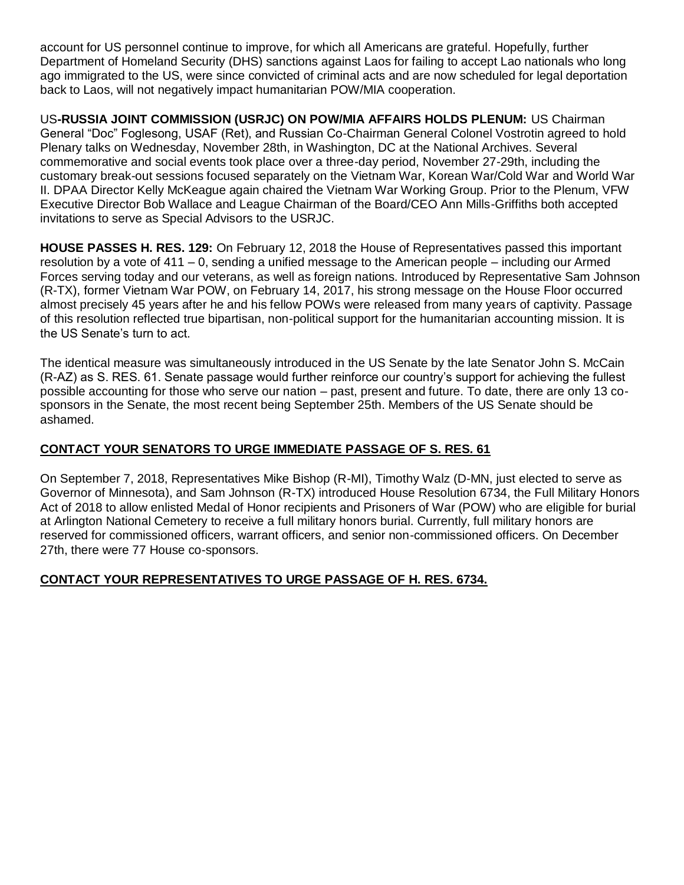account for US personnel continue to improve, for which all Americans are grateful. Hopefully, further Department of Homeland Security (DHS) sanctions against Laos for failing to accept Lao nationals who long ago immigrated to the US, were since convicted of criminal acts and are now scheduled for legal deportation back to Laos, will not negatively impact humanitarian POW/MIA cooperation.

US**-RUSSIA JOINT COMMISSION (USRJC) ON POW/MIA AFFAIRS HOLDS PLENUM:** US Chairman General "Doc" Foglesong, USAF (Ret), and Russian Co-Chairman General Colonel Vostrotin agreed to hold Plenary talks on Wednesday, November 28th, in Washington, DC at the National Archives. Several commemorative and social events took place over a three-day period, November 27-29th, including the customary break-out sessions focused separately on the Vietnam War, Korean War/Cold War and World War II. DPAA Director Kelly McKeague again chaired the Vietnam War Working Group. Prior to the Plenum, VFW Executive Director Bob Wallace and League Chairman of the Board/CEO Ann Mills-Griffiths both accepted invitations to serve as Special Advisors to the USRJC.

**HOUSE PASSES H. RES. 129:** On February 12, 2018 the House of Representatives passed this important resolution by a vote of 411 – 0, sending a unified message to the American people – including our Armed Forces serving today and our veterans, as well as foreign nations. Introduced by Representative Sam Johnson (R-TX), former Vietnam War POW, on February 14, 2017, his strong message on the House Floor occurred almost precisely 45 years after he and his fellow POWs were released from many years of captivity. Passage of this resolution reflected true bipartisan, non-political support for the humanitarian accounting mission. It is the US Senate's turn to act.

The identical measure was simultaneously introduced in the US Senate by the late Senator John S. McCain (R-AZ) as S. RES. 61. Senate passage would further reinforce our country's support for achieving the fullest possible accounting for those who serve our nation – past, present and future. To date, there are only 13 co-sponsors in the Senate, the most recent being September 25th. Members of the US Senate should be ashamed.

**<u>CONTACT YOUR SENATORS TO URGE IMMEDIATE PASSAGE OF S. RES. 61</u>**

On September 7, 2018, Representatives Mike Bishop (R-MI), Timothy Walz (D-MN, just elected to serve as Governor of Minnesota), and Sam Johnson (R-TX) introduced House Resolution 6734, the Full Military Honors Act of 2018 to allow enlisted Medal of Honor recipients and Prisoners of War (POW) who are eligible for burial at Arlington National Cemetery to receive a full military honors burial. Currently, full military honors are reserved for commissioned officers, warrant officers, and senior non-commissioned officers. On December 27th, there were 77 House co-sponsors.

**<u>CONTACT YOUR REPRESENTATIVES TO URGE PASSAGE OF H. RES. 6734.</u>**